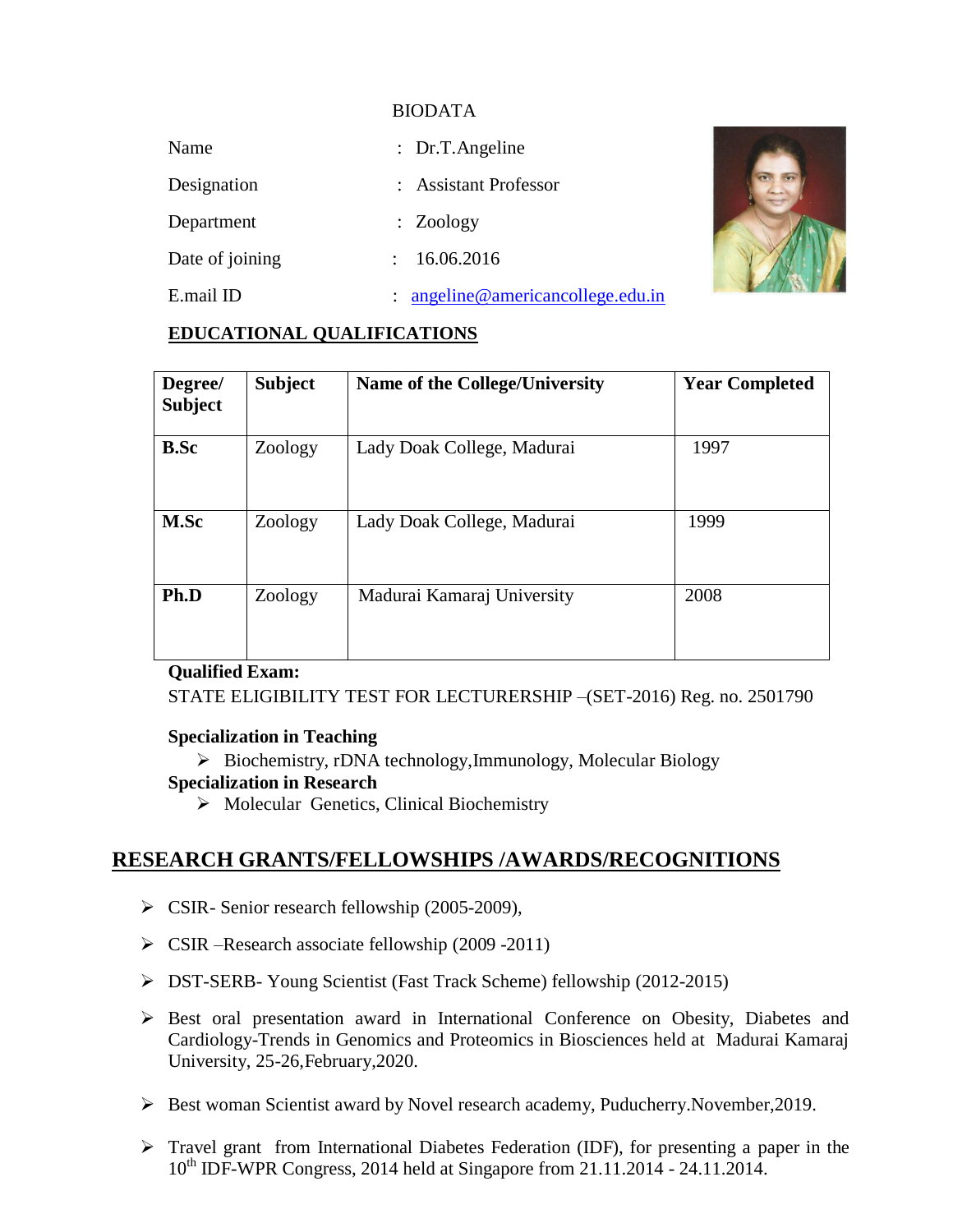# BIODATA

Name : Dr.T.Angeline

Designation : Assistant Professor

Department : Zoology

Date of joining : 16.06.2016

E.mail ID : angeline@americancollege.edu.in

## EDUCATIONAL QUALIFICATIONS

| Degree/ Subject | Subject | Name of the College/University | Year Completed |
| --- | --- | --- | --- |
| **B.Sc** | Zoology | Lady Doak College, Madurai | 1997 |
| **M.Sc** | Zoology | Lady Doak College, Madurai | 1999 |
| **Ph.D** | Zoology | Madurai Kamaraj University | 2008 |

**Qualified Exam:**

STATE ELIGIBILITY TEST FOR LECTURERSHIP –(SET-2016) Reg. no. 2501790

**Specialization in Teaching**

- Biochemistry, rDNA technology,Immunology, Molecular Biology

**Specialization in Research**

- Molecular Genetics, Clinical Biochemistry

## RESEARCH GRANTS/FELLOWSHIPS /AWARDS/RECOGNITIONS

- CSIR- Senior research fellowship (2005-2009),
- CSIR –Research associate fellowship (2009 -2011)
- DST-SERB- Young Scientist (Fast Track Scheme) fellowship (2012-2015)
- Best oral presentation award in International Conference on Obesity, Diabetes and Cardiology-Trends in Genomics and Proteomics in Biosciences held at Madurai Kamaraj University, 25-26,February,2020.
- Best woman Scientist award by Novel research academy, Puducherry.November,2019.
- Travel grant from International Diabetes Federation (IDF), for presenting a paper in the 10th IDF-WPR Congress, 2014 held at Singapore from 21.11.2014 - 24.11.2014.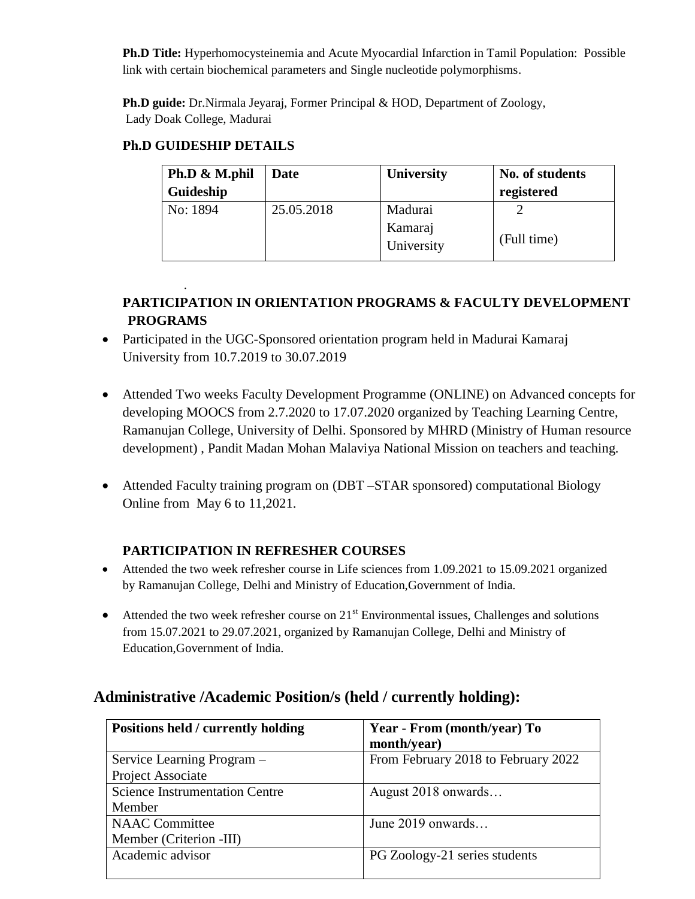**Ph.D Title:** Hyperhomocysteinemia and Acute Myocardial Infarction in Tamil Population: Possible link with certain biochemical parameters and Single nucleotide polymorphisms.

**Ph.D guide:** Dr.Nirmala Jeyaraj, Former Principal & HOD, Department of Zoology, Lady Doak College, Madurai

**Ph.D GUIDESHIP DETAILS**

| Ph.D & M.phil Guideship | Date | University | No. of students registered |
|---|---|---|---|
| No: 1894 | 25.05.2018 | Madurai Kamaraj University | 2 (Full time) |

.

**PARTICIPATION IN ORIENTATION PROGRAMS & FACULTY DEVELOPMENT PROGRAMS**

- Participated in the UGC-Sponsored orientation program held in Madurai Kamaraj University from 10.7.2019 to 30.07.2019
- Attended Two weeks Faculty Development Programme (ONLINE) on Advanced concepts for developing MOOCS from 2.7.2020 to 17.07.2020 organized by Teaching Learning Centre, Ramanujan College, University of Delhi. Sponsored by MHRD (Ministry of Human resource development) , Pandit Madan Mohan Malaviya National Mission on teachers and teaching.
- Attended Faculty training program on (DBT –STAR sponsored) computational Biology Online from May 6 to 11,2021.

**PARTICIPATION IN REFRESHER COURSES**

- Attended the two week refresher course in Life sciences from 1.09.2021 to 15.09.2021 organized by Ramanujan College, Delhi and Ministry of Education,Government of India.
- Attended the two week refresher course on 21st Environmental issues, Challenges and solutions from 15.07.2021 to 29.07.2021, organized by Ramanujan College, Delhi and Ministry of Education,Government of India.

## Administrative /Academic Position/s (held / currently holding):

| Positions held / currently holding | Year - From (month/year) To month/year) |
|---|---|
| Service Learning Program – Project Associate | From February 2018 to February 2022 |
| Science Instrumentation Centre Member | August 2018 onwards… |
| NAAC Committee Member (Criterion -III) | June 2019 onwards… |
| Academic advisor | PG Zoology-21 series students |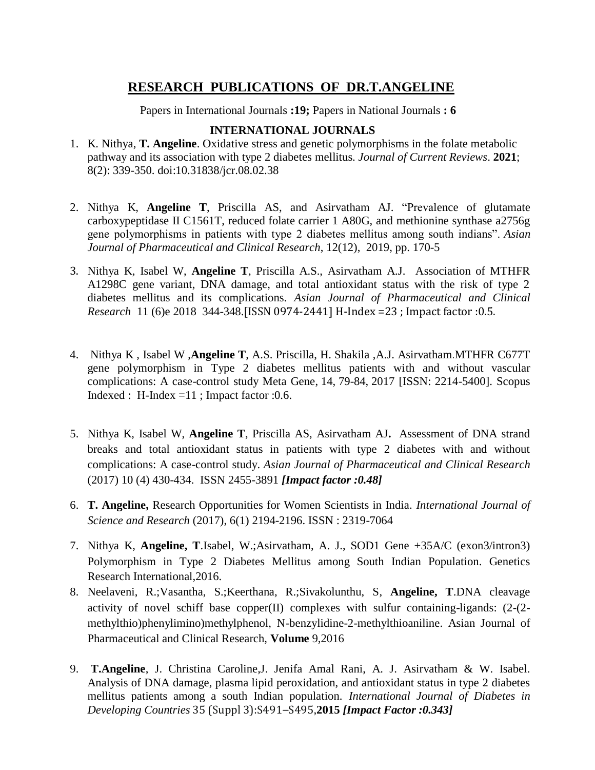# RESEARCH PUBLICATIONS OF DR.T.ANGELINE

Papers in International Journals **:19;** Papers in National Journals **: 6**

## INTERNATIONAL JOURNALS

1. K. Nithya, **T. Angeline**. Oxidative stress and genetic polymorphisms in the folate metabolic pathway and its association with type 2 diabetes mellitus. *Journal of Current Reviews*. **2021**; 8(2): 339-350. doi:10.31838/jcr.08.02.38

2. Nithya K, **Angeline T**, Priscilla AS, and Asirvatham AJ. "Prevalence of glutamate carboxypeptidase II C1561T, reduced folate carrier 1 A80G, and methionine synthase a2756g gene polymorphisms in patients with type 2 diabetes mellitus among south indians". *Asian Journal of Pharmaceutical and Clinical Research*, 12(12), 2019, pp. 170-5

3. Nithya K, Isabel W, **Angeline T**, Priscilla A.S., Asirvatham A.J. Association of MTHFR A1298C gene variant, DNA damage, and total antioxidant status with the risk of type 2 diabetes mellitus and its complications. *Asian Journal of Pharmaceutical and Clinical Research* 11 (6)e 2018 344-348.[ISSN 0974-2441] H-Index =23 ; Impact factor :0.5.

4. Nithya K , Isabel W ,**Angeline T**, A.S. Priscilla, H. Shakila ,A.J. Asirvatham.MTHFR C677T gene polymorphism in Type 2 diabetes mellitus patients with and without vascular complications: A case-control study Meta Gene, 14, 79-84, 2017 [ISSN: 2214-5400]. Scopus Indexed : H-Index =11 ; Impact factor :0.6.

5. Nithya K, Isabel W, **Angeline T**, Priscilla AS, Asirvatham AJ**.** Assessment of DNA strand breaks and total antioxidant status in patients with type 2 diabetes with and without complications: A case-control study. *Asian Journal of Pharmaceutical and Clinical Research* (2017) 10 (4) 430-434. ISSN 2455-3891 ***[Impact factor :0.48]***

6. **T. Angeline,** Research Opportunities for Women Scientists in India. *International Journal of Science and Research* (2017), 6(1) 2194-2196. ISSN : 2319-7064

7. Nithya K, **Angeline, T**.Isabel, W.;Asirvatham, A. J., SOD1 Gene +35A/C (exon3/intron3) Polymorphism in Type 2 Diabetes Mellitus among South Indian Population. Genetics Research International,2016.

8. Neelaveni, R.;Vasantha, S.;Keerthana, R.;Sivakolunthu, S, **Angeline, T**.DNA cleavage activity of novel schiff base copper(II) complexes with sulfur containing-ligands: (2-(2-methylthio)phenylimino)methylphenol, N-benzylidine-2-methylthioaniline. Asian Journal of Pharmaceutical and Clinical Research, **Volume** 9,2016

9. **T.Angeline**, J. Christina Caroline,J. Jenifa Amal Rani, A. J. Asirvatham & W. Isabel. Analysis of DNA damage, plasma lipid peroxidation, and antioxidant status in type 2 diabetes mellitus patients among a south Indian population. *International Journal of Diabetes in Developing Countries* 35 (Suppl 3):S491–S495,**2015** ***[Impact Factor :0.343]***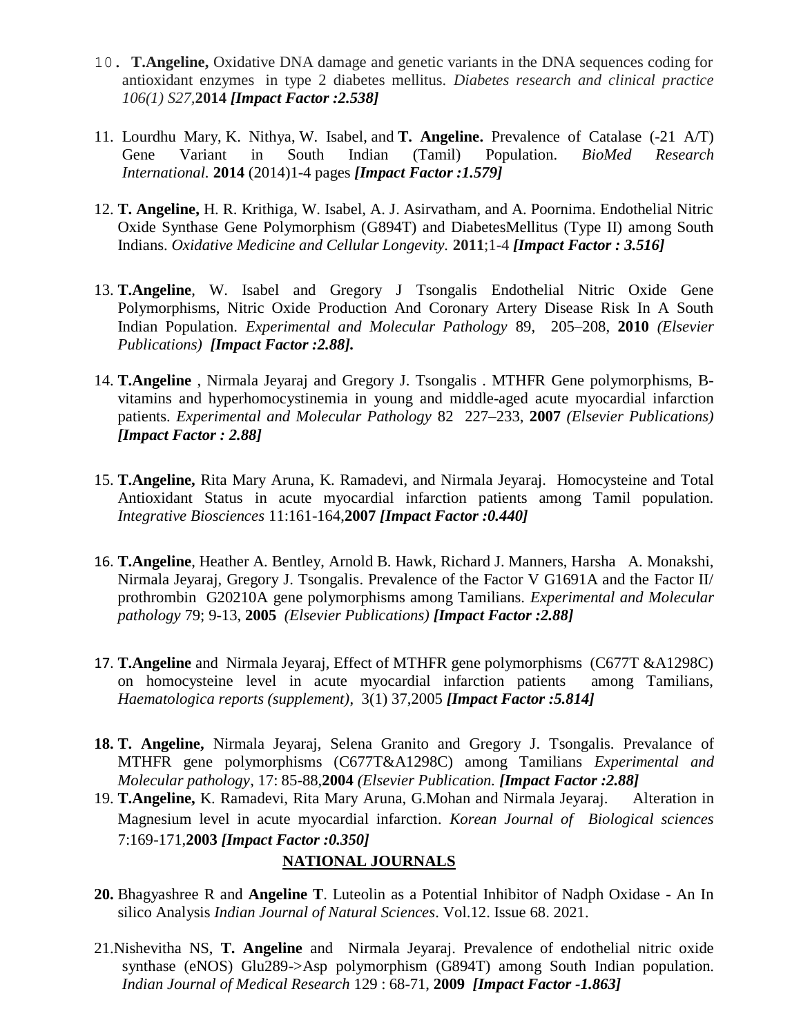10. **T.Angeline,** Oxidative DNA damage and genetic variants in the DNA sequences coding for antioxidant enzymes in type 2 diabetes mellitus. *Diabetes research and clinical practice 106(1) S27*,**2014** ***[Impact Factor :2.538]***

11. Lourdhu Mary, K. Nithya, W. Isabel, and **T. Angeline.** Prevalence of Catalase (-21 A/T) Gene Variant in South Indian (Tamil) Population. *BioMed Research International.* **2014** (2014)1-4 pages ***[Impact Factor :1.579]***

12. **T. Angeline,** H. R. Krithiga, W. Isabel, A. J. Asirvatham, and A. Poornima. Endothelial Nitric Oxide Synthase Gene Polymorphism (G894T) and DiabetesMellitus (Type II) among South Indians. *Oxidative Medicine and Cellular Longevity.* **2011**;1-4 ***[Impact Factor : 3.516]***

13. **T.Angeline**, W. Isabel and Gregory J Tsongalis Endothelial Nitric Oxide Gene Polymorphisms, Nitric Oxide Production And Coronary Artery Disease Risk In A South Indian Population. *Experimental and Molecular Pathology* 89, 205–208, **2010** *(Elsevier Publications)* ***[Impact Factor :2.88].***

14. **T.Angeline** , Nirmala Jeyaraj and Gregory J. Tsongalis . MTHFR Gene polymorphisms, B-vitamins and hyperhomocystinemia in young and middle-aged acute myocardial infarction patients. *Experimental and Molecular Pathology* 82 227–233, **2007** *(Elsevier Publications)* ***[Impact Factor : 2.88]***

15. **T.Angeline,** Rita Mary Aruna, K. Ramadevi, and Nirmala Jeyaraj. Homocysteine and Total Antioxidant Status in acute myocardial infarction patients among Tamil population. *Integrative Biosciences* 11:161-164,**2007** ***[Impact Factor :0.440]***

16. **T.Angeline**, Heather A. Bentley, Arnold B. Hawk, Richard J. Manners, Harsha A. Monakshi, Nirmala Jeyaraj, Gregory J. Tsongalis. Prevalence of the Factor V G1691A and the Factor II/ prothrombin G20210A gene polymorphisms among Tamilians. *Experimental and Molecular pathology* 79; 9-13, **2005** *(Elsevier Publications)* ***[Impact Factor :2.88]***

17. **T.Angeline** and Nirmala Jeyaraj, Effect of MTHFR gene polymorphisms (C677T &A1298C) on homocysteine level in acute myocardial infarction patients among Tamilians, *Haematologica reports (supplement)*, 3(1) 37,2005 ***[Impact Factor :5.814]***

18. **T. Angeline,** Nirmala Jeyaraj, Selena Granito and Gregory J. Tsongalis. Prevalance of MTHFR gene polymorphisms (C677T&A1298C) among Tamilians *Experimental and Molecular pathology*, 17: 85-88,**2004** *(Elsevier Publication.* ***[Impact Factor :2.88]***

19. **T.Angeline,** K. Ramadevi, Rita Mary Aruna, G.Mohan and Nirmala Jeyaraj. Alteration in Magnesium level in acute myocardial infarction. *Korean Journal of Biological sciences* 7:169-171,**2003** ***[Impact Factor :0.350]***

## NATIONAL JOURNALS

20. Bhagyashree R and **Angeline T**. Luteolin as a Potential Inhibitor of Nadph Oxidase - An In silico Analysis *Indian Journal of Natural Sciences*. Vol.12. Issue 68. 2021.

21. Nishevitha NS, **T. Angeline** and Nirmala Jeyaraj. Prevalence of endothelial nitric oxide synthase (eNOS) Glu289->Asp polymorphism (G894T) among South Indian population. *Indian Journal of Medical Research* 129 : 68-71, **2009** ***[Impact Factor -1.863]***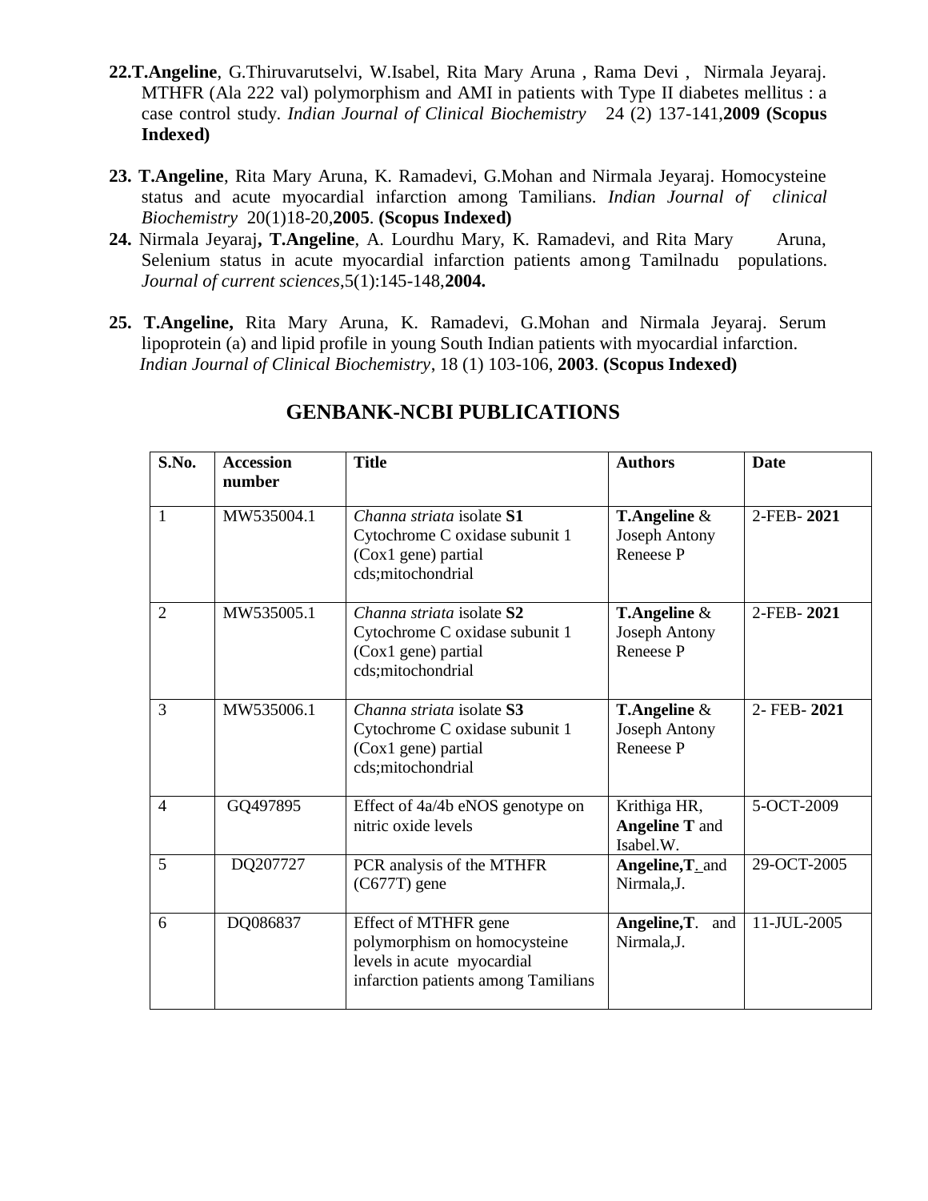22. **T.Angeline**, G.Thiruvarutselvi, W.Isabel, Rita Mary Aruna , Rama Devi , Nirmala Jeyaraj. MTHFR (Ala 222 val) polymorphism and AMI in patients with Type II diabetes mellitus : a case control study. *Indian Journal of Clinical Biochemistry* 24 (2) 137-141,**2009 (Scopus Indexed)**

23. **T.Angeline**, Rita Mary Aruna, K. Ramadevi, G.Mohan and Nirmala Jeyaraj. Homocysteine status and acute myocardial infarction among Tamilians. *Indian Journal of clinical Biochemistry* 20(1)18-20,**2005**. **(Scopus Indexed)**

24. Nirmala Jeyaraj**, T.Angeline**, A. Lourdhu Mary, K. Ramadevi, and Rita Mary Aruna, Selenium status in acute myocardial infarction patients among Tamilnadu populations. *Journal of current sciences*,5(1):145-148,**2004.**

25. **T.Angeline,** Rita Mary Aruna, K. Ramadevi, G.Mohan and Nirmala Jeyaraj. Serum lipoprotein (a) and lipid profile in young South Indian patients with myocardial infarction. *Indian Journal of Clinical Biochemistry*, 18 (1) 103-106, **2003**. **(Scopus Indexed)**

## GENBANK-NCBI PUBLICATIONS

| S.No. | Accession number | Title | Authors | Date |
|---|---|---|---|---|
| 1 | MW535004.1 | *Channa striata* isolate **S1** Cytochrome C oxidase subunit 1 (Cox1 gene) partial cds;mitochondrial | **T.Angeline** & Joseph Antony Reneese P | 2-FEB- **2021** |
| 2 | MW535005.1 | *Channa striata* isolate **S2** Cytochrome C oxidase subunit 1 (Cox1 gene) partial cds;mitochondrial | **T.Angeline** & Joseph Antony Reneese P | 2-FEB- **2021** |
| 3 | MW535006.1 | *Channa striata* isolate **S3** Cytochrome C oxidase subunit 1 (Cox1 gene) partial cds;mitochondrial | **T.Angeline** & Joseph Antony Reneese P | 2- FEB- **2021** |
| 4 | GQ497895 | Effect of 4a/4b eNOS genotype on nitric oxide levels | Krithiga HR, **Angeline T** and Isabel.W. | 5-OCT-2009 |
| 5 | DQ207727 | PCR analysis of the MTHFR (C677T) gene | **Angeline,T.** and Nirmala,J. | 29-OCT-2005 |
| 6 | DQ086837 | Effect of MTHFR gene polymorphism on homocysteine levels in acute myocardial infarction patients among Tamilians | **Angeline,T**. and Nirmala,J. | 11-JUL-2005 |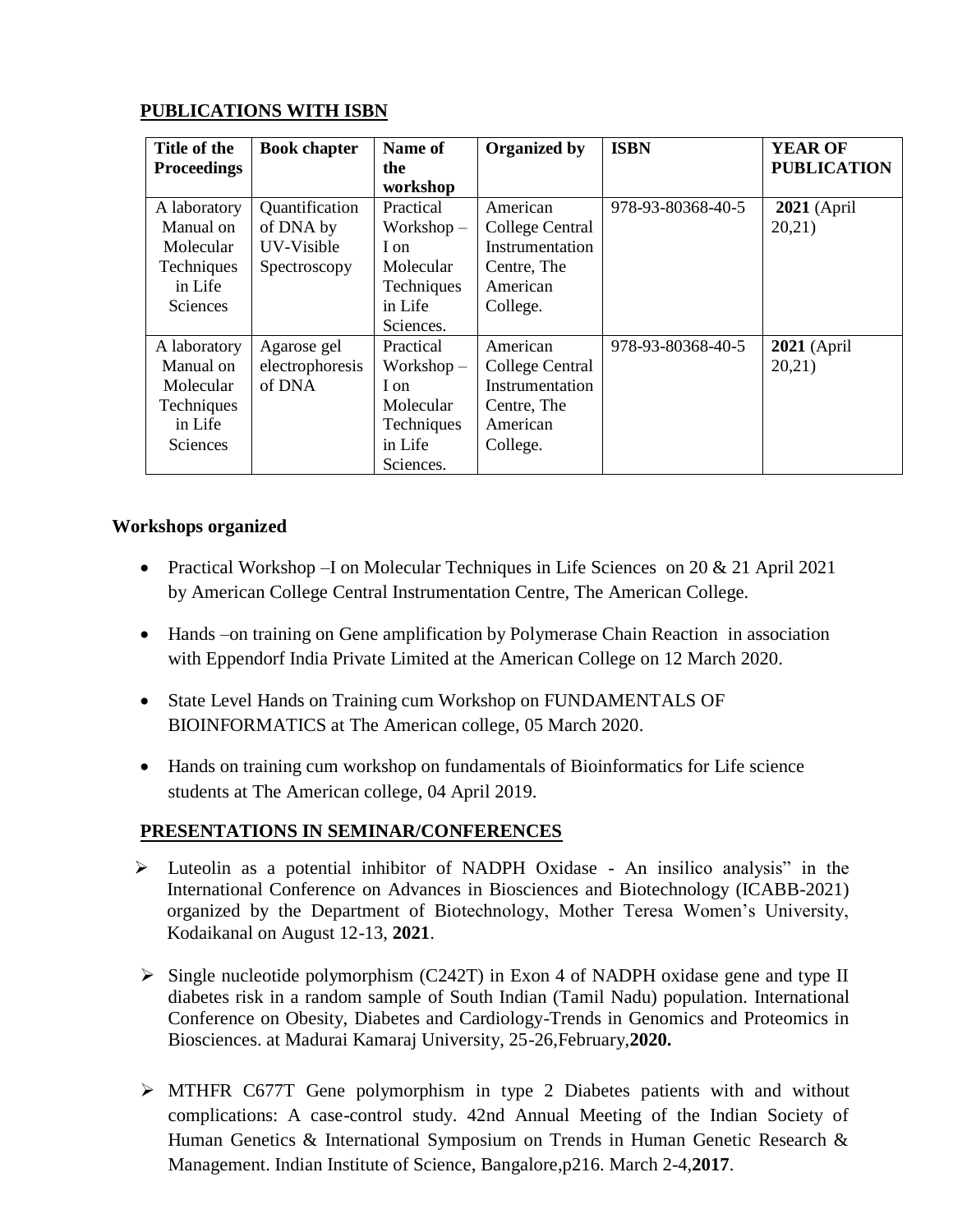## PUBLICATIONS WITH ISBN

| Title of the Proceedings | Book chapter | Name of the workshop | Organized by | ISBN | YEAR OF PUBLICATION |
|---|---|---|---|---|---|
| A laboratory Manual on Molecular Techniques in Life Sciences | Quantification of DNA by UV-Visible Spectroscopy | Practical Workshop – I on Molecular Techniques in Life Sciences. | American College Central Instrumentation Centre, The American College. | 978-93-80368-40-5 | **2021** (April 20,21) |
| A laboratory Manual on Molecular Techniques in Life Sciences | Agarose gel electrophoresis of DNA | Practical Workshop – I on Molecular Techniques in Life Sciences. | American College Central Instrumentation Centre, The American College. | 978-93-80368-40-5 | **2021** (April 20,21) |

### Workshops organized

- Practical Workshop –I on Molecular Techniques in Life Sciences on 20 & 21 April 2021 by American College Central Instrumentation Centre, The American College.
- Hands –on training on Gene amplification by Polymerase Chain Reaction in association with Eppendorf India Private Limited at the American College on 12 March 2020.
- State Level Hands on Training cum Workshop on FUNDAMENTALS OF BIOINFORMATICS at The American college, 05 March 2020.
- Hands on training cum workshop on fundamentals of Bioinformatics for Life science students at The American college, 04 April 2019.

## PRESENTATIONS IN SEMINAR/CONFERENCES

- Luteolin as a potential inhibitor of NADPH Oxidase - An insilico analysis" in the International Conference on Advances in Biosciences and Biotechnology (ICABB-2021) organized by the Department of Biotechnology, Mother Teresa Women's University, Kodaikanal on August 12-13, **2021**.
- Single nucleotide polymorphism (C242T) in Exon 4 of NADPH oxidase gene and type II diabetes risk in a random sample of South Indian (Tamil Nadu) population. International Conference on Obesity, Diabetes and Cardiology-Trends in Genomics and Proteomics in Biosciences. at Madurai Kamaraj University, 25-26,February,**2020.**
- MTHFR C677T Gene polymorphism in type 2 Diabetes patients with and without complications: A case-control study. 42nd Annual Meeting of the Indian Society of Human Genetics & International Symposium on Trends in Human Genetic Research & Management. Indian Institute of Science, Bangalore,p216. March 2-4,**2017**.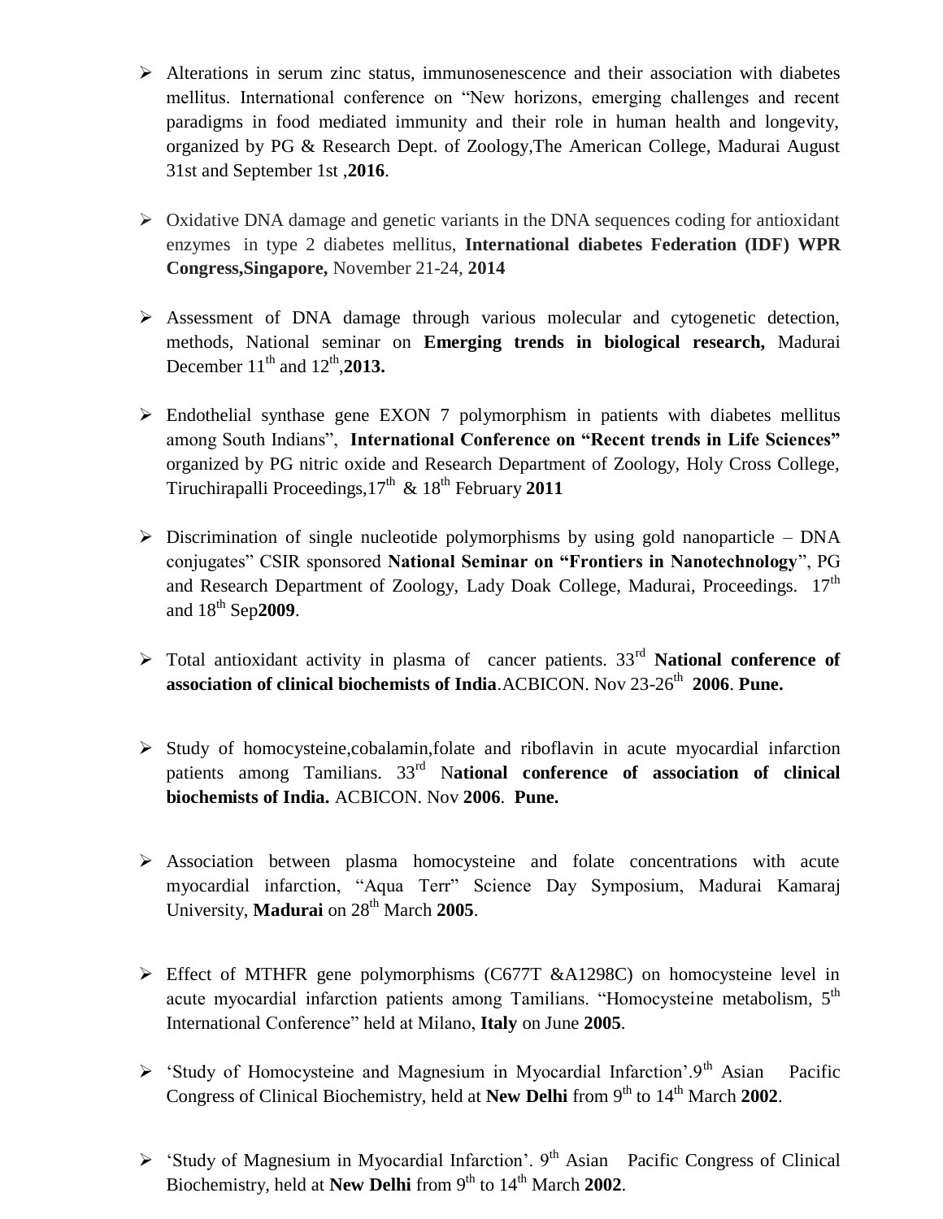- Alterations in serum zinc status, immunosenescence and their association with diabetes mellitus. International conference on "New horizons, emerging challenges and recent paradigms in food mediated immunity and their role in human health and longevity, organized by PG & Research Dept. of Zoology,The American College, Madurai August 31st and September 1st ,**2016**.

- Oxidative DNA damage and genetic variants in the DNA sequences coding for antioxidant enzymes in type 2 diabetes mellitus, **International diabetes Federation (IDF) WPR Congress,Singapore,** November 21-24, **2014**

- Assessment of DNA damage through various molecular and cytogenetic detection, methods, National seminar on **Emerging trends in biological research,** Madurai December 11th and 12th,**2013.**

- Endothelial synthase gene EXON 7 polymorphism in patients with diabetes mellitus among South Indians", **International Conference on "Recent trends in Life Sciences"** organized by PG nitric oxide and Research Department of Zoology, Holy Cross College, Tiruchirapalli Proceedings,17th & 18th February **2011**

- Discrimination of single nucleotide polymorphisms by using gold nanoparticle – DNA conjugates" CSIR sponsored **National Seminar on "Frontiers in Nanotechnology**", PG and Research Department of Zoology, Lady Doak College, Madurai, Proceedings. 17th and 18th Sep**2009**.

- Total antioxidant activity in plasma of cancer patients. 33rd **National conference of association of clinical biochemists of India**.ACBICON. Nov 23-26th **2006**. **Pune.**

- Study of homocysteine,cobalamin,folate and riboflavin in acute myocardial infarction patients among Tamilians. 33rd N**ational conference of association of clinical biochemists of India.** ACBICON. Nov **2006**. **Pune.**

- Association between plasma homocysteine and folate concentrations with acute myocardial infarction, "Aqua Terr" Science Day Symposium, Madurai Kamaraj University, **Madurai** on 28th March **2005**.

- Effect of MTHFR gene polymorphisms (C677T &A1298C) on homocysteine level in acute myocardial infarction patients among Tamilians. "Homocysteine metabolism, 5th International Conference" held at Milano, **Italy** on June **2005**.

- 'Study of Homocysteine and Magnesium in Myocardial Infarction'.9th Asian Pacific Congress of Clinical Biochemistry, held at **New Delhi** from 9th to 14th March **2002**.

- 'Study of Magnesium in Myocardial Infarction'. 9th Asian Pacific Congress of Clinical Biochemistry, held at **New Delhi** from 9th to 14th March **2002**.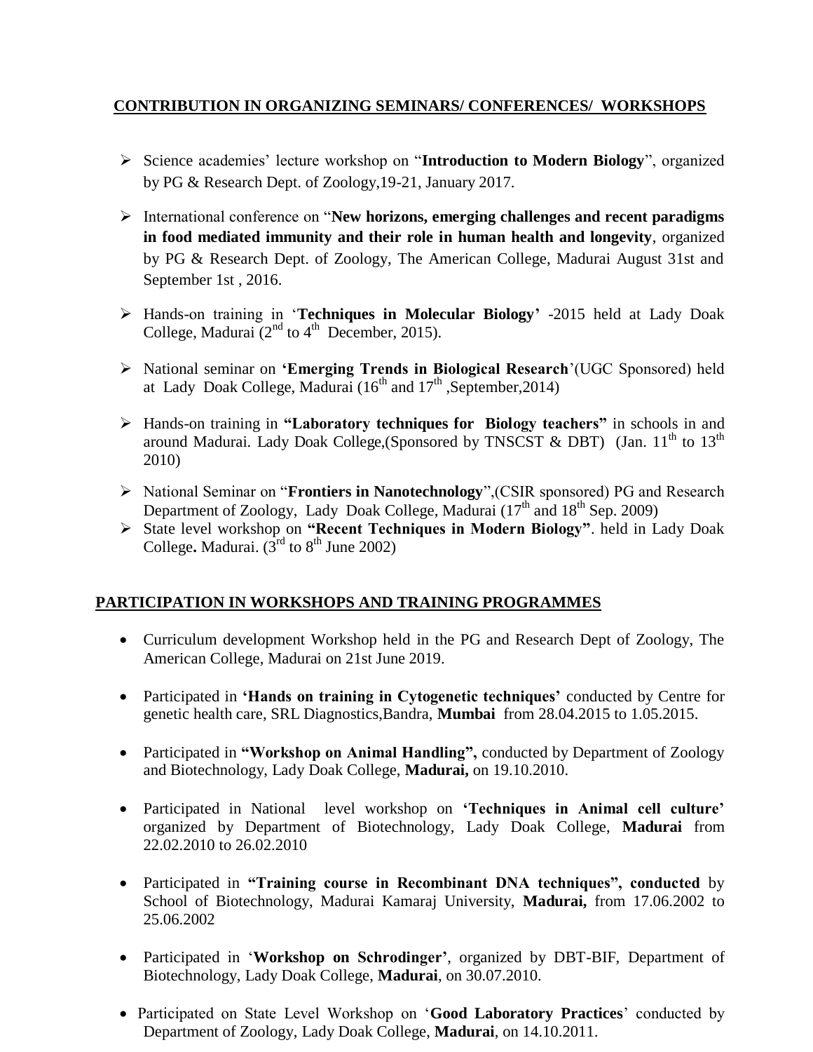## CONTRIBUTION IN ORGANIZING SEMINARS/ CONFERENCES/ WORKSHOPS

- Science academies' lecture workshop on "**Introduction to Modern Biology**", organized by PG & Research Dept. of Zoology,19-21, January 2017.
- International conference on "**New horizons, emerging challenges and recent paradigms in food mediated immunity and their role in human health and longevity**, organized by PG & Research Dept. of Zoology, The American College, Madurai August 31st and September 1st , 2016.
- Hands-on training in '**Techniques in Molecular Biology'** -2015 held at Lady Doak College, Madurai (2nd to 4th December, 2015).
- National seminar on **'Emerging Trends in Biological Research**'(UGC Sponsored) held at Lady Doak College, Madurai (16th and 17th ,September,2014)
- Hands-on training in **"Laboratory techniques for Biology teachers"** in schools in and around Madurai. Lady Doak College,(Sponsored by TNSCST & DBT) (Jan. 11th to 13th 2010)
- National Seminar on "**Frontiers in Nanotechnology**",(CSIR sponsored) PG and Research Department of Zoology, Lady Doak College, Madurai (17th and 18th Sep. 2009)
- State level workshop on **"Recent Techniques in Modern Biology"**. held in Lady Doak College**.** Madurai. (3rd to 8th June 2002)

## PARTICIPATION IN WORKSHOPS AND TRAINING PROGRAMMES

- Curriculum development Workshop held in the PG and Research Dept of Zoology, The American College, Madurai on 21st June 2019.
- Participated in **'Hands on training in Cytogenetic techniques'** conducted by Centre for genetic health care, SRL Diagnostics,Bandra, **Mumbai** from 28.04.2015 to 1.05.2015.
- Participated in **"Workshop on Animal Handling",** conducted by Department of Zoology and Biotechnology, Lady Doak College, **Madurai,** on 19.10.2010.
- Participated in National level workshop on **'Techniques in Animal cell culture'** organized by Department of Biotechnology, Lady Doak College, **Madurai** from 22.02.2010 to 26.02.2010
- Participated in **"Training course in Recombinant DNA techniques", conducted** by School of Biotechnology, Madurai Kamaraj University, **Madurai,** from 17.06.2002 to 25.06.2002
- Participated in '**Workshop on Schrodinger'**, organized by DBT-BIF, Department of Biotechnology, Lady Doak College, **Madurai**, on 30.07.2010.
- Participated on State Level Workshop on '**Good Laboratory Practices**' conducted by Department of Zoology, Lady Doak College, **Madurai**, on 14.10.2011.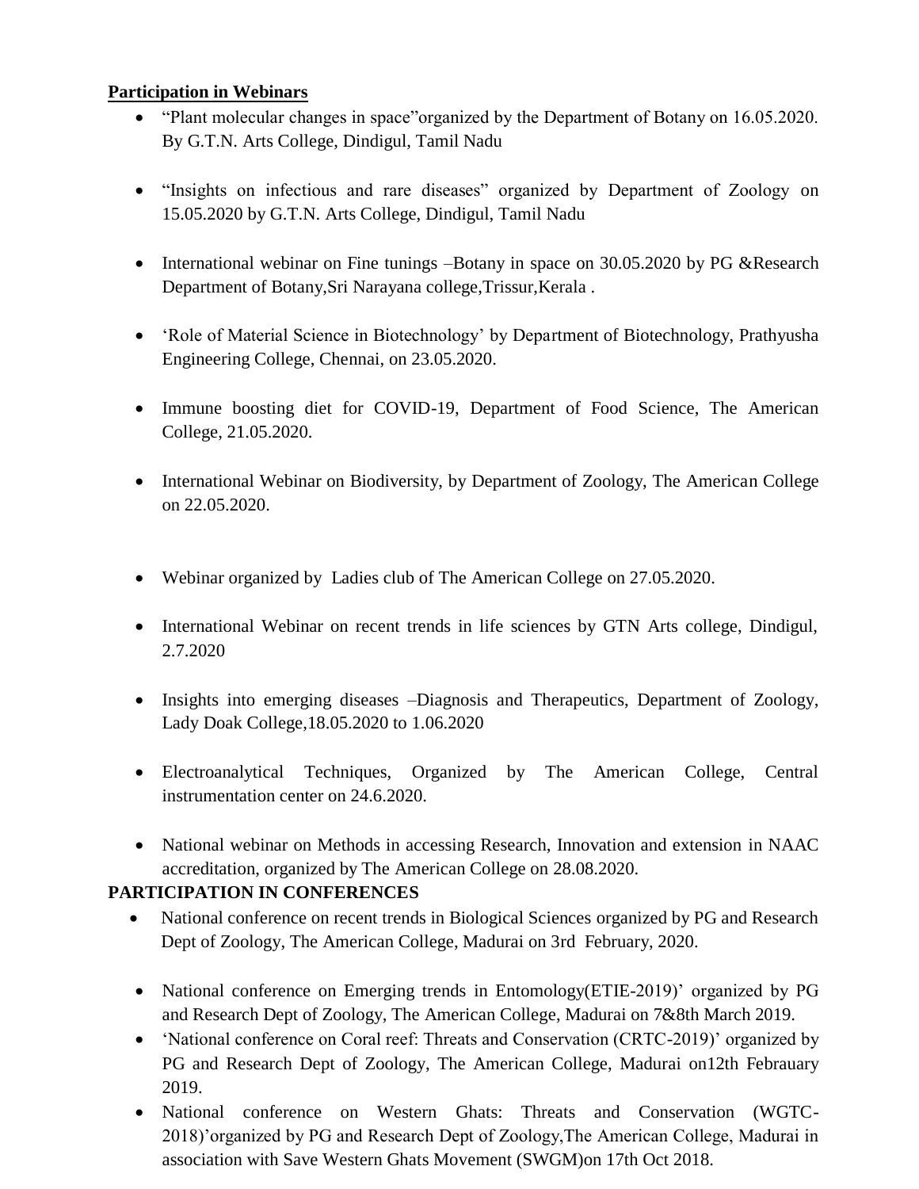**Participation in Webinars**

- "Plant molecular changes in space"organized by the Department of Botany on 16.05.2020. By G.T.N. Arts College, Dindigul, Tamil Nadu
- "Insights on infectious and rare diseases" organized by Department of Zoology on 15.05.2020 by G.T.N. Arts College, Dindigul, Tamil Nadu
- International webinar on Fine tunings –Botany in space on 30.05.2020 by PG &Research Department of Botany,Sri Narayana college,Trissur,Kerala .
- 'Role of Material Science in Biotechnology' by Department of Biotechnology, Prathyusha Engineering College, Chennai, on 23.05.2020.
- Immune boosting diet for COVID-19, Department of Food Science, The American College, 21.05.2020.
- International Webinar on Biodiversity, by Department of Zoology, The American College on 22.05.2020.
- Webinar organized by Ladies club of The American College on 27.05.2020.
- International Webinar on recent trends in life sciences by GTN Arts college, Dindigul, 2.7.2020
- Insights into emerging diseases –Diagnosis and Therapeutics, Department of Zoology, Lady Doak College,18.05.2020 to 1.06.2020
- Electroanalytical Techniques, Organized by The American College, Central instrumentation center on 24.6.2020.
- National webinar on Methods in accessing Research, Innovation and extension in NAAC accreditation, organized by The American College on 28.08.2020.

**PARTICIPATION IN CONFERENCES**

- National conference on recent trends in Biological Sciences organized by PG and Research Dept of Zoology, The American College, Madurai on 3rd February, 2020.
- National conference on Emerging trends in Entomology(ETIE-2019)' organized by PG and Research Dept of Zoology, The American College, Madurai on 7&8th March 2019.
- 'National conference on Coral reef: Threats and Conservation (CRTC-2019)' organized by PG and Research Dept of Zoology, The American College, Madurai on12th Febrauary 2019.
- National conference on Western Ghats: Threats and Conservation (WGTC-2018)'organized by PG and Research Dept of Zoology,The American College, Madurai in association with Save Western Ghats Movement (SWGM)on 17th Oct 2018.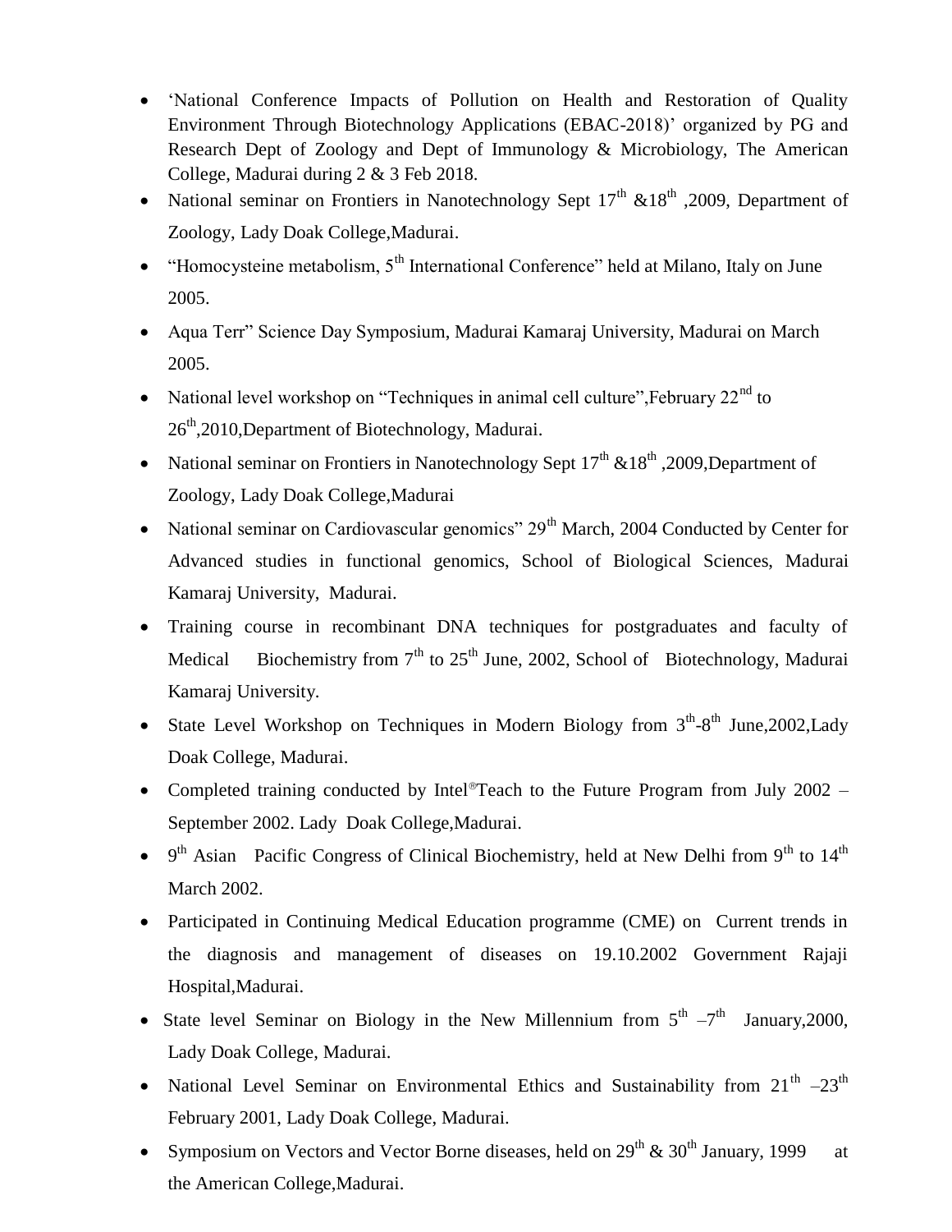- 'National Conference Impacts of Pollution on Health and Restoration of Quality Environment Through Biotechnology Applications (EBAC-2018)' organized by PG and Research Dept of Zoology and Dept of Immunology & Microbiology, The American College, Madurai during 2 & 3 Feb 2018.
- National seminar on Frontiers in Nanotechnology Sept 17th &18th ,2009, Department of Zoology, Lady Doak College,Madurai.
- "Homocysteine metabolism, 5th International Conference" held at Milano, Italy on June 2005.
- Aqua Terr" Science Day Symposium, Madurai Kamaraj University, Madurai on March 2005.
- National level workshop on "Techniques in animal cell culture",February 22nd to 26th,2010,Department of Biotechnology, Madurai.
- National seminar on Frontiers in Nanotechnology Sept 17th &18th ,2009,Department of Zoology, Lady Doak College,Madurai
- National seminar on Cardiovascular genomics" 29th March, 2004 Conducted by Center for Advanced studies in functional genomics, School of Biological Sciences, Madurai Kamaraj University, Madurai.
- Training course in recombinant DNA techniques for postgraduates and faculty of Medical Biochemistry from 7th to 25th June, 2002, School of Biotechnology, Madurai Kamaraj University.
- State Level Workshop on Techniques in Modern Biology from 3th-8th June,2002,Lady Doak College, Madurai.
- Completed training conducted by Intel®Teach to the Future Program from July 2002 – September 2002. Lady Doak College,Madurai.
- 9th Asian Pacific Congress of Clinical Biochemistry, held at New Delhi from 9th to 14th March 2002.
- Participated in Continuing Medical Education programme (CME) on Current trends in the diagnosis and management of diseases on 19.10.2002 Government Rajaji Hospital,Madurai.
- State level Seminar on Biology in the New Millennium from 5th –7th January,2000, Lady Doak College, Madurai.
- National Level Seminar on Environmental Ethics and Sustainability from 21th –23th February 2001, Lady Doak College, Madurai.
- Symposium on Vectors and Vector Borne diseases, held on 29th & 30th January, 1999 at the American College,Madurai.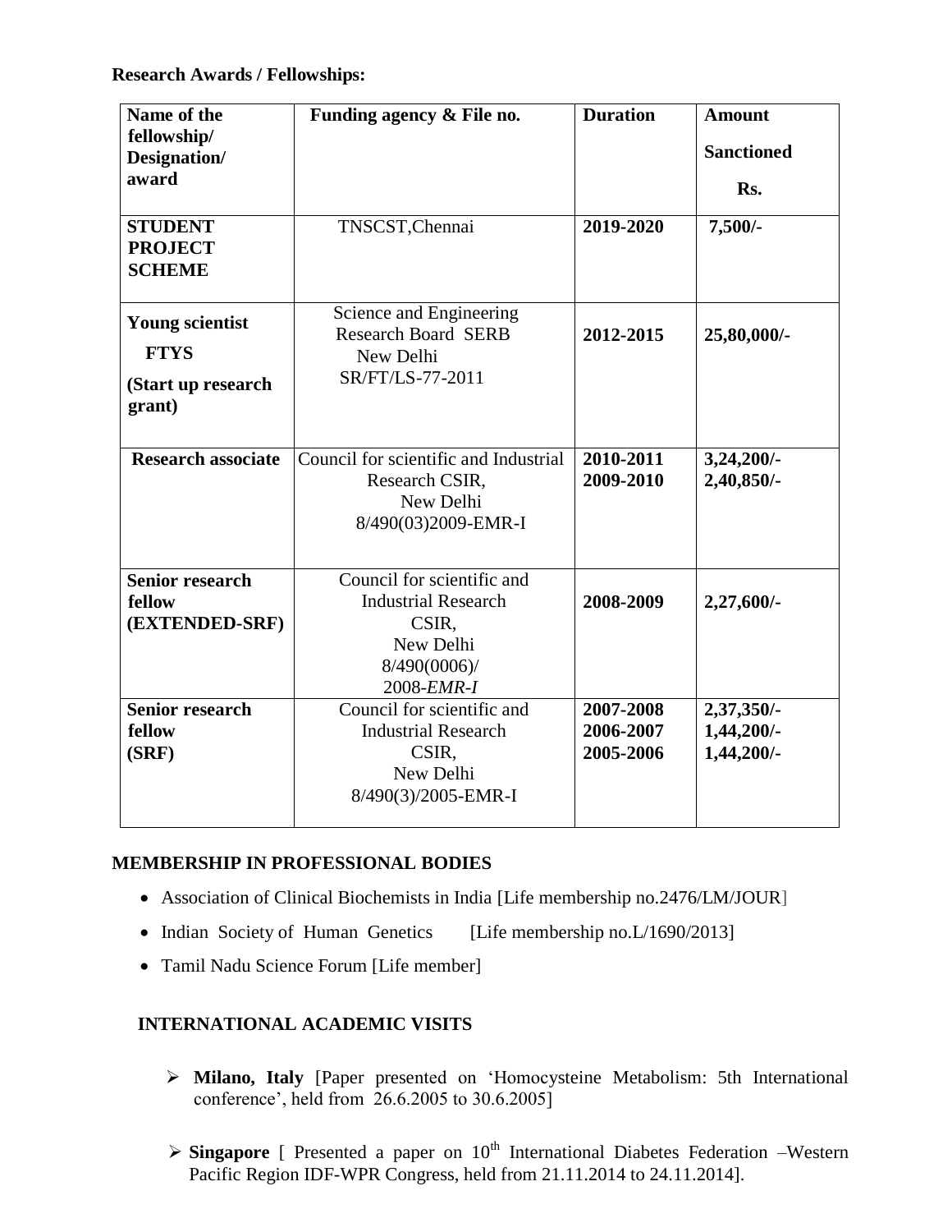**Research Awards / Fellowships:**

| Name of the fellowship/ Designation/ award | Funding agency & File no. | Duration | Amount Sanctioned Rs. |
|---|---|---|---|
| **STUDENT PROJECT SCHEME** | TNSCST,Chennai | **2019-2020** | **7,500/-** |
| **Young scientist FTYS (Start up research grant)** | Science and Engineering Research Board SERB New Delhi SR/FT/LS-77-2011 | **2012-2015** | **25,80,000/-** |
| **Research associate** | Council for scientific and Industrial Research CSIR, New Delhi 8/490(03)2009-EMR-I | **2010-2011**<br>**2009-2010** | **3,24,200/-**<br>**2,40,850/-** |
| **Senior research fellow (EXTENDED-SRF)** | Council for scientific and Industrial Research CSIR, New Delhi 8/490(0006)/ 2008-*EMR-I* | **2008-2009** | **2,27,600/-** |
| **Senior research fellow (SRF)** | Council for scientific and Industrial Research CSIR, New Delhi 8/490(3)/2005-EMR-I | **2007-2008**<br>**2006-2007**<br>**2005-2006** | **2,37,350/-**<br>**1,44,200/-**<br>**1,44,200/-** |

**MEMBERSHIP IN PROFESSIONAL BODIES**

- Association of Clinical Biochemists in India [Life membership no.2476/LM/JOUR]
- Indian Society of Human Genetics [Life membership no.L/1690/2013]
- Tamil Nadu Science Forum [Life member]

**INTERNATIONAL ACADEMIC VISITS**

- **Milano, Italy** [Paper presented on 'Homocysteine Metabolism: 5th International conference', held from 26.6.2005 to 30.6.2005]
- **Singapore** [ Presented a paper on 10th International Diabetes Federation –Western Pacific Region IDF-WPR Congress, held from 21.11.2014 to 24.11.2014].